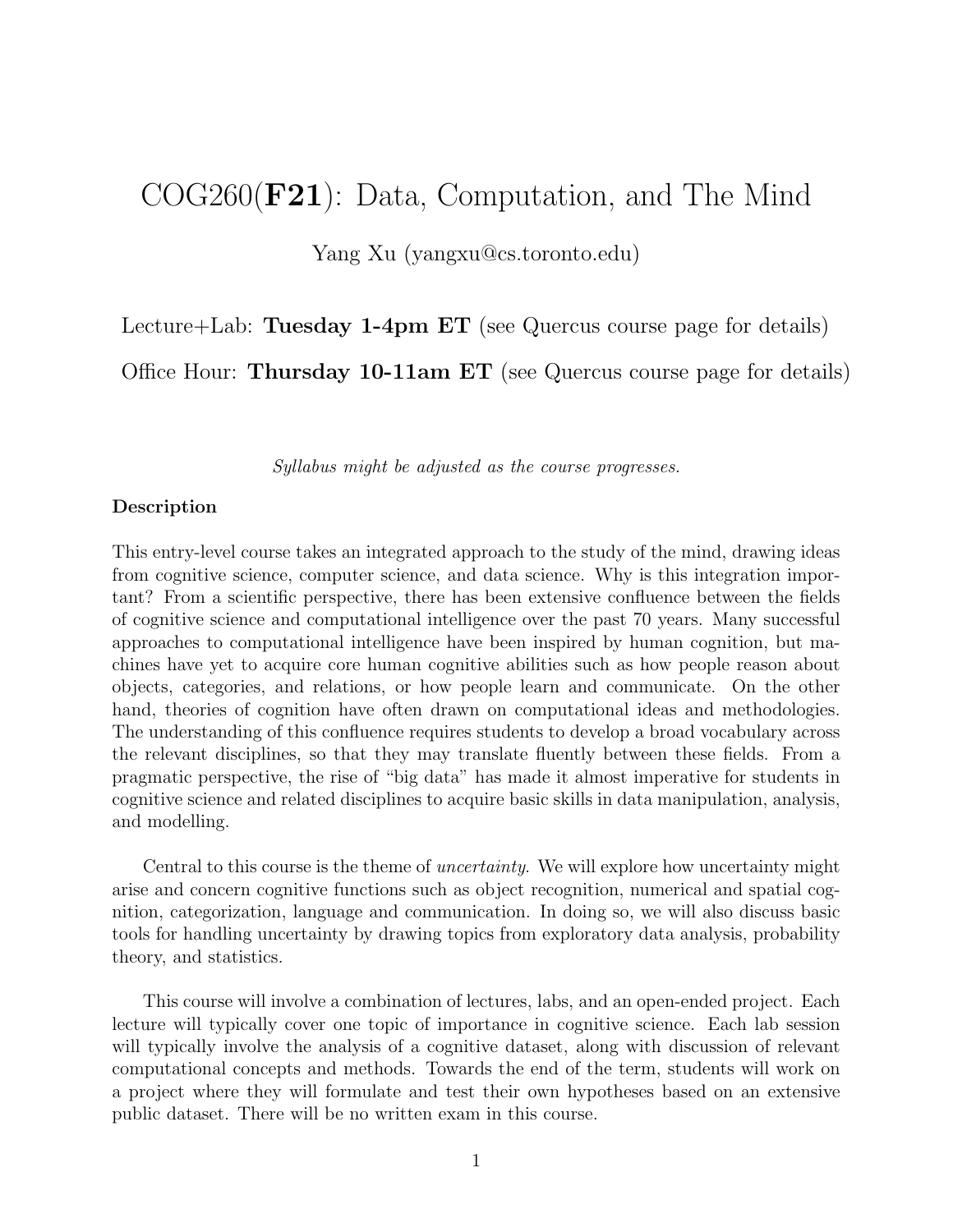# COG260(**F21**): Data, Computation, and The Mind

Yang Xu (yangxu@cs.toronto.edu)

Lecture+Lab: **Tuesday 1-4pm ET** (see Quercus course page for details)

Office Hour: **Thursday 10-11am ET** (see Quercus course page for details)

*Syllabus might be adjusted as the course progresses.*

### Description

This entry-level course takes an integrated approach to the study of the mind, drawing ideas from cognitive science, computer science, and data science. Why is this integration important? From a scientific perspective, there has been extensive confluence between the fields of cognitive science and computational intelligence over the past 70 years. Many successful approaches to computational intelligence have been inspired by human cognition, but machines have yet to acquire core human cognitive abilities such as how people reason about objects, categories, and relations, or how people learn and communicate. On the other hand, theories of cognition have often drawn on computational ideas and methodologies. The understanding of this confluence requires students to develop a broad vocabulary across the relevant disciplines, so that they may translate fluently between these fields. From a pragmatic perspective, the rise of "big data" has made it almost imperative for students in cognitive science and related disciplines to acquire basic skills in data manipulation, analysis, and modelling.

Central to this course is the theme of *uncertainty*. We will explore how uncertainty might arise and concern cognitive functions such as object recognition, numerical and spatial cognition, categorization, language and communication. In doing so, we will also discuss basic tools for handling uncertainty by drawing topics from exploratory data analysis, probability theory, and statistics.

This course will involve a combination of lectures, labs, and an open-ended project. Each lecture will typically cover one topic of importance in cognitive science. Each lab session will typically involve the analysis of a cognitive dataset, along with discussion of relevant computational concepts and methods. Towards the end of the term, students will work on a project where they will formulate and test their own hypotheses based on an extensive public dataset. There will be no written exam in this course.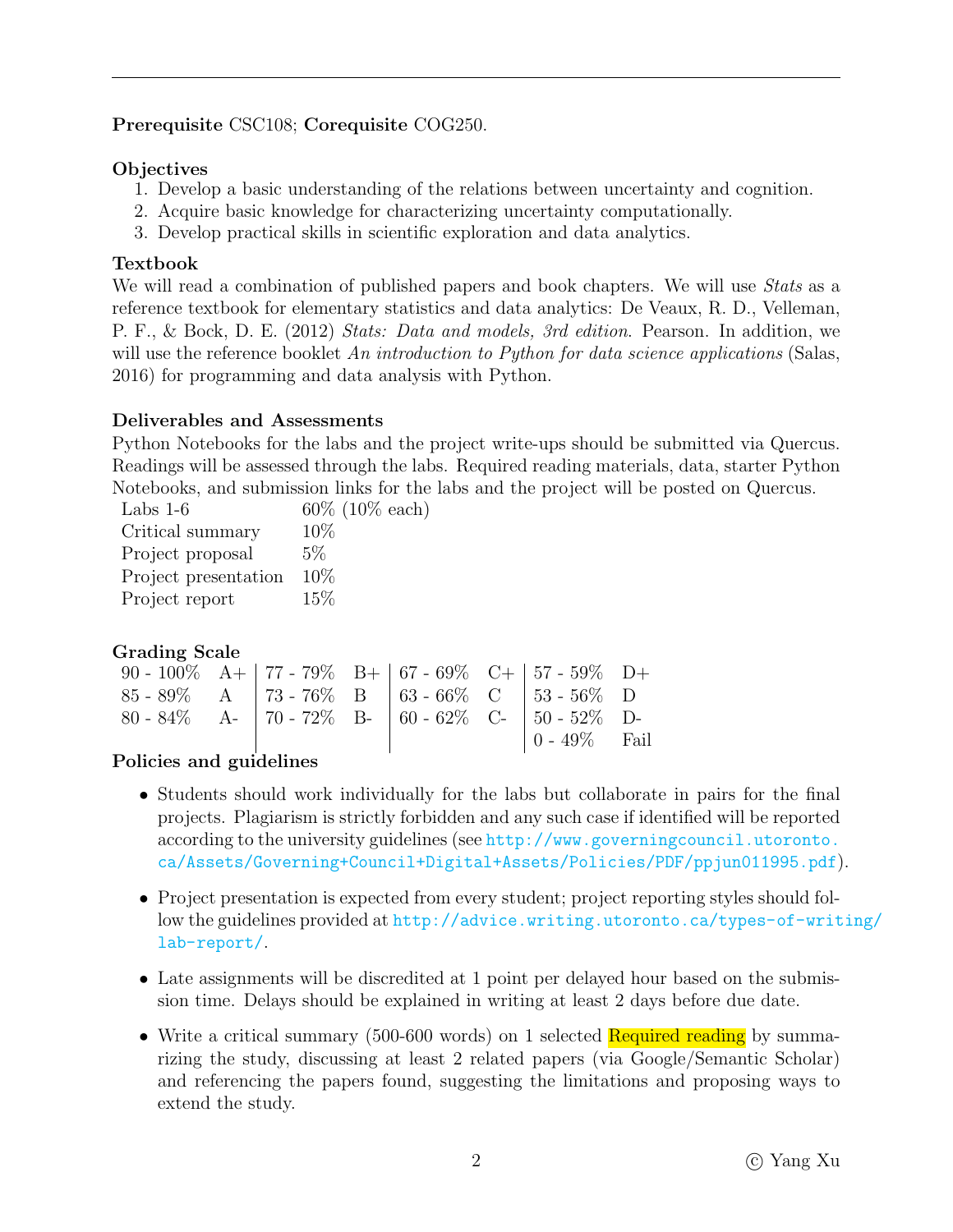**Prerequisite** CSC108; **Corequisite** COG250.

**Objectives**

1. Develop a basic understanding of the relations between uncertainty and cognition.
2. Acquire basic knowledge for characterizing uncertainty computationally.
3. Develop practical skills in scientific exploration and data analytics.

**Textbook**

We will read a combination of published papers and book chapters. We will use *Stats* as a reference textbook for elementary statistics and data analytics: De Veaux, R. D., Velleman, P. F., & Bock, D. E. (2012) *Stats: Data and models, 3rd edition*. Pearson. In addition, we will use the reference booklet *An introduction to Python for data science applications* (Salas, 2016) for programming and data analysis with Python.

**Deliverables and Assessments**

Python Notebooks for the labs and the project write-ups should be submitted via Quercus. Readings will be assessed through the labs. Required reading materials, data, starter Python Notebooks, and submission links for the labs and the project will be posted on Quercus.

| | |
|---|---|
| Labs 1-6 | 60% (10% each) |
| Critical summary | 10% |
| Project proposal | 5% |
| Project presentation | 10% |
| Project report | 15% |

**Grading Scale**

| | | | | | | | |
|---|---|---|---|---|---|---|---|
| 90 - 100% | A+ | 77 - 79% | B+ | 67 - 69% | C+ | 57 - 59% | D+ |
| 85 - 89% | A | 73 - 76% | B | 63 - 66% | C | 53 - 56% | D |
| 80 - 84% | A- | 70 - 72% | B- | 60 - 62% | C- | 50 - 52% | D- |
| | | | | | | 0 - 49% | Fail |

**Policies and guidelines**

- Students should work individually for the labs but collaborate in pairs for the final projects. Plagiarism is strictly forbidden and any such case if identified will be reported according to the university guidelines (see http://www.governingcouncil.utoronto.ca/Assets/Governing+Council+Digital+Assets/Policies/PDF/ppjun011995.pdf).
- Project presentation is expected from every student; project reporting styles should follow the guidelines provided at http://advice.writing.utoronto.ca/types-of-writing/lab-report/.
- Late assignments will be discredited at 1 point per delayed hour based on the submission time. Delays should be explained in writing at least 2 days before due date.
- Write a critical summary (500-600 words) on 1 selected Required reading by summarizing the study, discussing at least 2 related papers (via Google/Semantic Scholar) and referencing the papers found, suggesting the limitations and proposing ways to extend the study.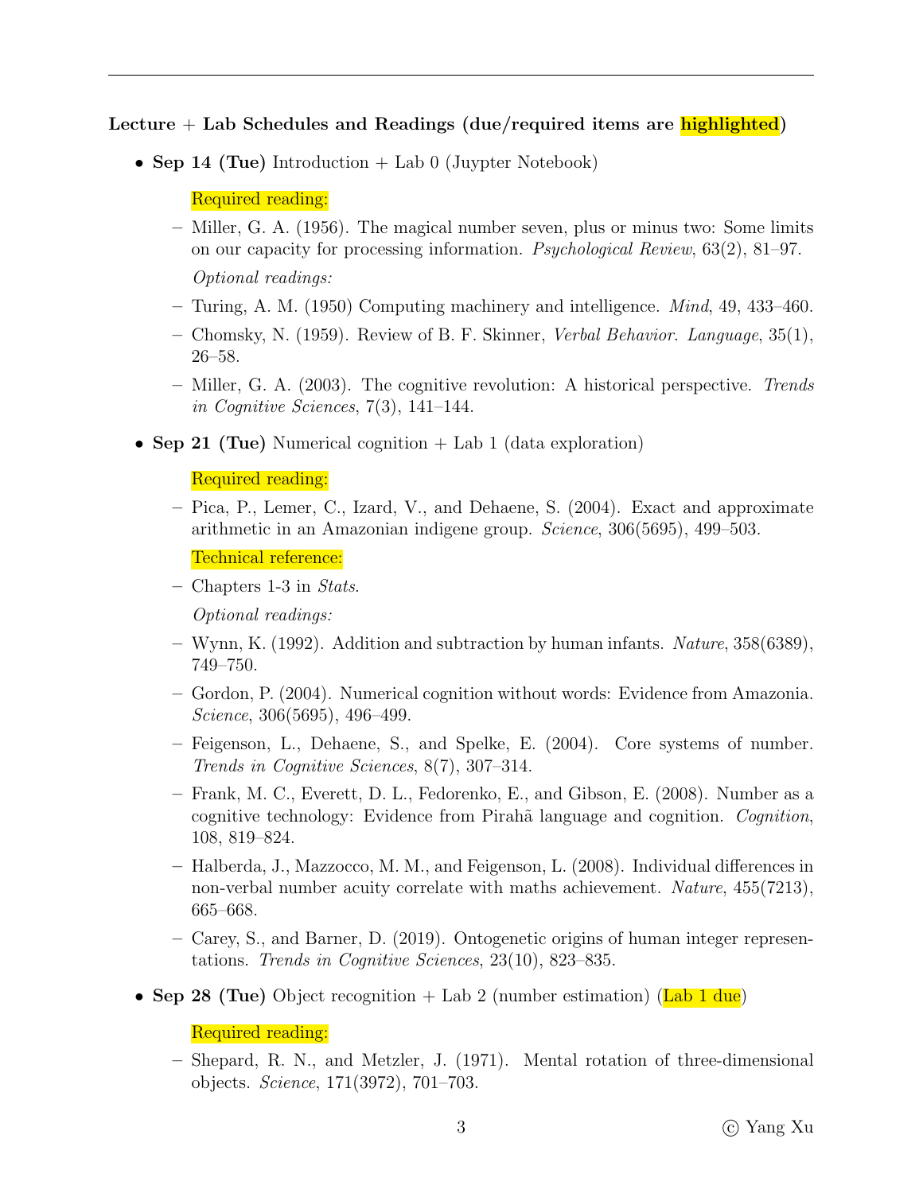**Lecture + Lab Schedules and Readings (due/required items are highlighted)**

- **Sep 14 (Tue)** Introduction + Lab 0 (Juypter Notebook)

  Required reading:

  - Miller, G. A. (1956). The magical number seven, plus or minus two: Some limits on our capacity for processing information. *Psychological Review*, 63(2), 81–97.

  *Optional readings:*

  - Turing, A. M. (1950) Computing machinery and intelligence. *Mind*, 49, 433–460.
  - Chomsky, N. (1959). Review of B. F. Skinner, *Verbal Behavior*. *Language*, 35(1), 26–58.
  - Miller, G. A. (2003). The cognitive revolution: A historical perspective. *Trends in Cognitive Sciences*, 7(3), 141–144.

- **Sep 21 (Tue)** Numerical cognition + Lab 1 (data exploration)

  Required reading:

  - Pica, P., Lemer, C., Izard, V., and Dehaene, S. (2004). Exact and approximate arithmetic in an Amazonian indigene group. *Science*, 306(5695), 499–503.

  Technical reference:

  - Chapters 1-3 in *Stats*.

  *Optional readings:*

  - Wynn, K. (1992). Addition and subtraction by human infants. *Nature*, 358(6389), 749–750.
  - Gordon, P. (2004). Numerical cognition without words: Evidence from Amazonia. *Science*, 306(5695), 496–499.
  - Feigenson, L., Dehaene, S., and Spelke, E. (2004). Core systems of number. *Trends in Cognitive Sciences*, 8(7), 307–314.
  - Frank, M. C., Everett, D. L., Fedorenko, E., and Gibson, E. (2008). Number as a cognitive technology: Evidence from Pirahã language and cognition. *Cognition*, 108, 819–824.
  - Halberda, J., Mazzocco, M. M., and Feigenson, L. (2008). Individual differences in non-verbal number acuity correlate with maths achievement. *Nature*, 455(7213), 665–668.
  - Carey, S., and Barner, D. (2019). Ontogenetic origins of human integer representations. *Trends in Cognitive Sciences*, 23(10), 823–835.

- **Sep 28 (Tue)** Object recognition + Lab 2 (number estimation) (Lab 1 due)

  Required reading:

  - Shepard, R. N., and Metzler, J. (1971). Mental rotation of three-dimensional objects. *Science*, 171(3972), 701–703.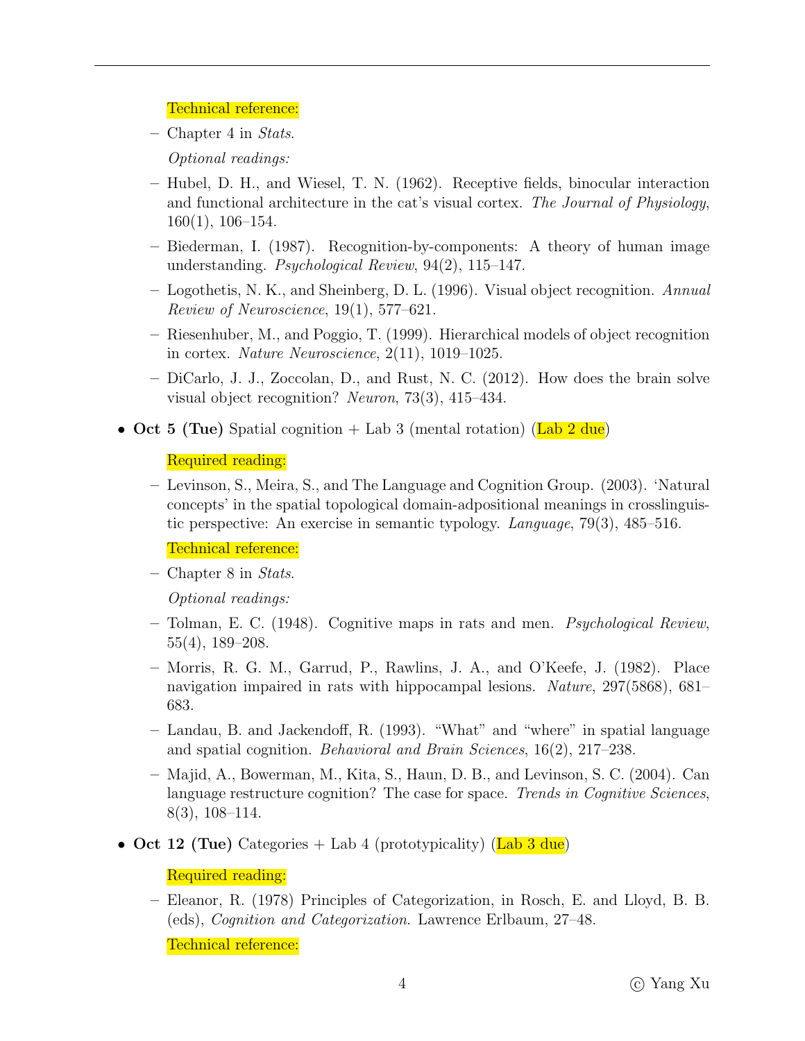Technical reference:

- Chapter 4 in *Stats*.

*Optional readings:*

- Hubel, D. H., and Wiesel, T. N. (1962). Receptive fields, binocular interaction and functional architecture in the cat's visual cortex. *The Journal of Physiology*, 160(1), 106–154.
- Biederman, I. (1987). Recognition-by-components: A theory of human image understanding. *Psychological Review*, 94(2), 115–147.
- Logothetis, N. K., and Sheinberg, D. L. (1996). Visual object recognition. *Annual Review of Neuroscience*, 19(1), 577–621.
- Riesenhuber, M., and Poggio, T. (1999). Hierarchical models of object recognition in cortex. *Nature Neuroscience*, 2(11), 1019–1025.
- DiCarlo, J. J., Zoccolan, D., and Rust, N. C. (2012). How does the brain solve visual object recognition? *Neuron*, 73(3), 415–434.

- **Oct 5 (Tue)** Spatial cognition + Lab 3 (mental rotation) (Lab 2 due)

  Required reading:

  - Levinson, S., Meira, S., and The Language and Cognition Group. (2003). 'Natural concepts' in the spatial topological domain-adpositional meanings in crosslinguistic perspective: An exercise in semantic typology. *Language*, 79(3), 485–516.

  Technical reference:

  - Chapter 8 in *Stats*.

  *Optional readings:*

  - Tolman, E. C. (1948). Cognitive maps in rats and men. *Psychological Review*, 55(4), 189–208.
  - Morris, R. G. M., Garrud, P., Rawlins, J. A., and O'Keefe, J. (1982). Place navigation impaired in rats with hippocampal lesions. *Nature*, 297(5868), 681–683.
  - Landau, B. and Jackendoff, R. (1993). "What" and "where" in spatial language and spatial cognition. *Behavioral and Brain Sciences*, 16(2), 217–238.
  - Majid, A., Bowerman, M., Kita, S., Haun, D. B., and Levinson, S. C. (2004). Can language restructure cognition? The case for space. *Trends in Cognitive Sciences*, 8(3), 108–114.

- **Oct 12 (Tue)** Categories + Lab 4 (prototypicality) (Lab 3 due)

  Required reading:

  - Eleanor, R. (1978) Principles of Categorization, in Rosch, E. and Lloyd, B. B. (eds), *Cognition and Categorization*. Lawrence Erlbaum, 27–48.

  Technical reference: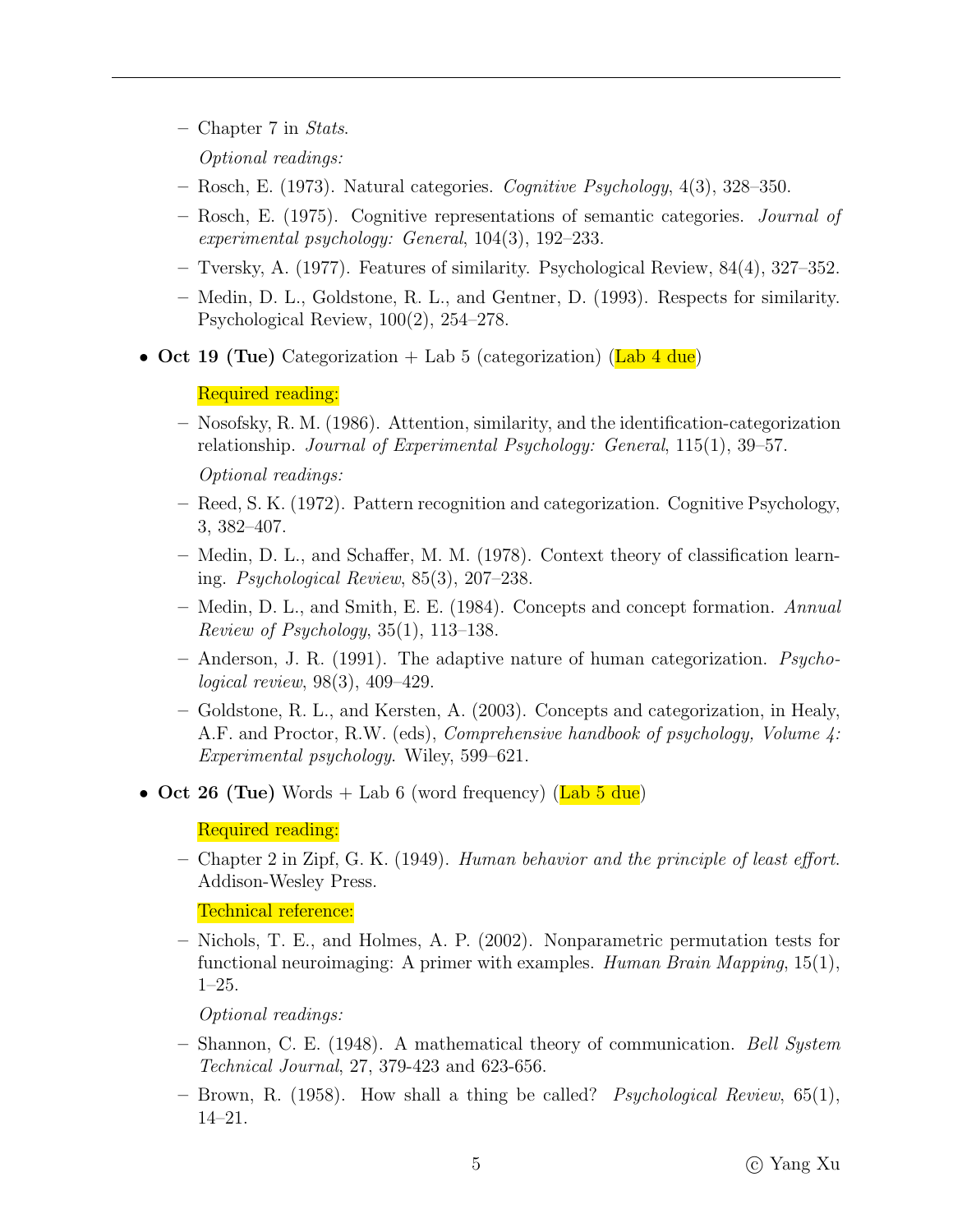- Chapter 7 in *Stats*.

  *Optional readings:*

  - Rosch, E. (1973). Natural categories. *Cognitive Psychology*, 4(3), 328–350.
  - Rosch, E. (1975). Cognitive representations of semantic categories. *Journal of experimental psychology: General*, 104(3), 192–233.
  - Tversky, A. (1977). Features of similarity. Psychological Review, 84(4), 327–352.
  - Medin, D. L., Goldstone, R. L., and Gentner, D. (1993). Respects for similarity. Psychological Review, 100(2), 254–278.

- **Oct 19 (Tue)** Categorization + Lab 5 (categorization) (Lab 4 due)

  Required reading:

  - Nosofsky, R. M. (1986). Attention, similarity, and the identification-categorization relationship. *Journal of Experimental Psychology: General*, 115(1), 39–57.

  *Optional readings:*

  - Reed, S. K. (1972). Pattern recognition and categorization. Cognitive Psychology, 3, 382–407.
  - Medin, D. L., and Schaffer, M. M. (1978). Context theory of classification learning. *Psychological Review*, 85(3), 207–238.
  - Medin, D. L., and Smith, E. E. (1984). Concepts and concept formation. *Annual Review of Psychology*, 35(1), 113–138.
  - Anderson, J. R. (1991). The adaptive nature of human categorization. *Psychological review*, 98(3), 409–429.
  - Goldstone, R. L., and Kersten, A. (2003). Concepts and categorization, in Healy, A.F. and Proctor, R.W. (eds), *Comprehensive handbook of psychology, Volume 4: Experimental psychology*. Wiley, 599–621.

- **Oct 26 (Tue)** Words + Lab 6 (word frequency) (Lab 5 due)

  Required reading:

  - Chapter 2 in Zipf, G. K. (1949). *Human behavior and the principle of least effort*. Addison-Wesley Press.

  Technical reference:

  - Nichols, T. E., and Holmes, A. P. (2002). Nonparametric permutation tests for functional neuroimaging: A primer with examples. *Human Brain Mapping*, 15(1), 1–25.

  *Optional readings:*

  - Shannon, C. E. (1948). A mathematical theory of communication. *Bell System Technical Journal*, 27, 379-423 and 623-656.
  - Brown, R. (1958). How shall a thing be called? *Psychological Review*, 65(1), 14–21.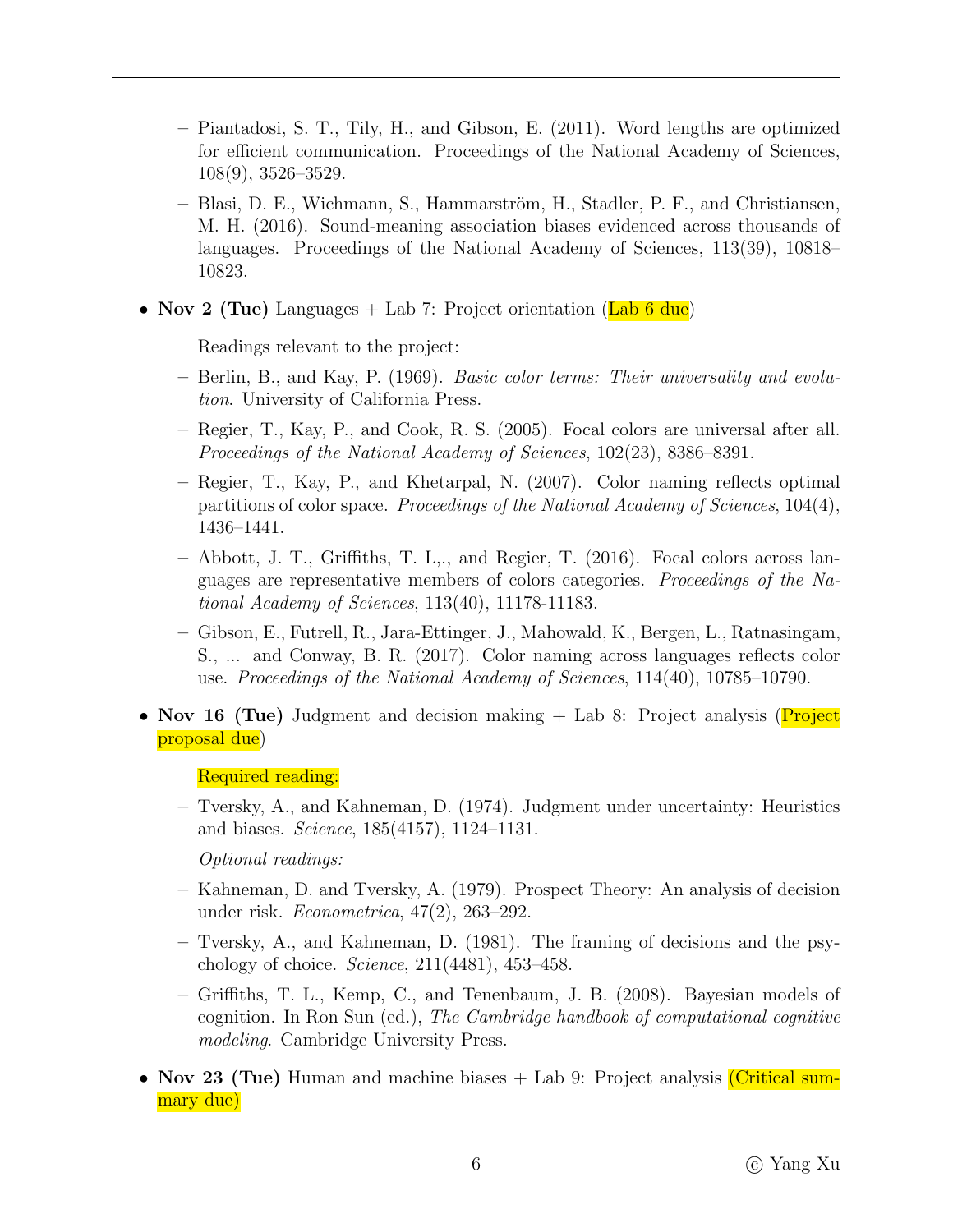- Piantadosi, S. T., Tily, H., and Gibson, E. (2011). Word lengths are optimized for efficient communication. Proceedings of the National Academy of Sciences, 108(9), 3526–3529.
  - Blasi, D. E., Wichmann, S., Hammarström, H., Stadler, P. F., and Christiansen, M. H. (2016). Sound-meaning association biases evidenced across thousands of languages. Proceedings of the National Academy of Sciences, 113(39), 10818–10823.

- **Nov 2 (Tue)** Languages + Lab 7: Project orientation (Lab 6 due)

  Readings relevant to the project:

  - Berlin, B., and Kay, P. (1969). *Basic color terms: Their universality and evolution*. University of California Press.
  - Regier, T., Kay, P., and Cook, R. S. (2005). Focal colors are universal after all. *Proceedings of the National Academy of Sciences*, 102(23), 8386–8391.
  - Regier, T., Kay, P., and Khetarpal, N. (2007). Color naming reflects optimal partitions of color space. *Proceedings of the National Academy of Sciences*, 104(4), 1436–1441.
  - Abbott, J. T., Griffiths, T. L,., and Regier, T. (2016). Focal colors across languages are representative members of colors categories. *Proceedings of the National Academy of Sciences*, 113(40), 11178-11183.
  - Gibson, E., Futrell, R., Jara-Ettinger, J., Mahowald, K., Bergen, L., Ratnasingam, S., ... and Conway, B. R. (2017). Color naming across languages reflects color use. *Proceedings of the National Academy of Sciences*, 114(40), 10785–10790.

- **Nov 16 (Tue)** Judgment and decision making + Lab 8: Project analysis (Project proposal due)

  Required reading:

  - Tversky, A., and Kahneman, D. (1974). Judgment under uncertainty: Heuristics and biases. *Science*, 185(4157), 1124–1131.

  *Optional readings:*

  - Kahneman, D. and Tversky, A. (1979). Prospect Theory: An analysis of decision under risk. *Econometrica*, 47(2), 263–292.
  - Tversky, A., and Kahneman, D. (1981). The framing of decisions and the psychology of choice. *Science*, 211(4481), 453–458.
  - Griffiths, T. L., Kemp, C., and Tenenbaum, J. B. (2008). Bayesian models of cognition. In Ron Sun (ed.), *The Cambridge handbook of computational cognitive modeling*. Cambridge University Press.

- **Nov 23 (Tue)** Human and machine biases + Lab 9: Project analysis (Critical summary due)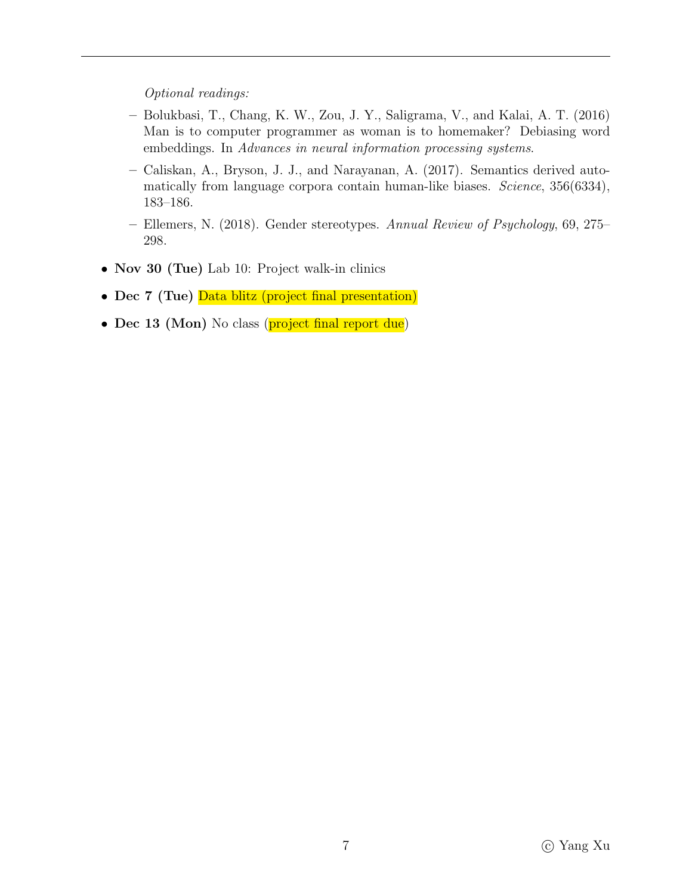*Optional readings:*

  - Bolukbasi, T., Chang, K. W., Zou, J. Y., Saligrama, V., and Kalai, A. T. (2016) Man is to computer programmer as woman is to homemaker? Debiasing word embeddings. In *Advances in neural information processing systems*.
  - Caliskan, A., Bryson, J. J., and Narayanan, A. (2017). Semantics derived automatically from language corpora contain human-like biases. *Science*, 356(6334), 183–186.
  - Ellemers, N. (2018). Gender stereotypes. *Annual Review of Psychology*, 69, 275–298.

- **Nov 30 (Tue)** Lab 10: Project walk-in clinics
- **Dec 7 (Tue)** Data blitz (project final presentation)
- **Dec 13 (Mon)** No class (project final report due)

© Yang Xu